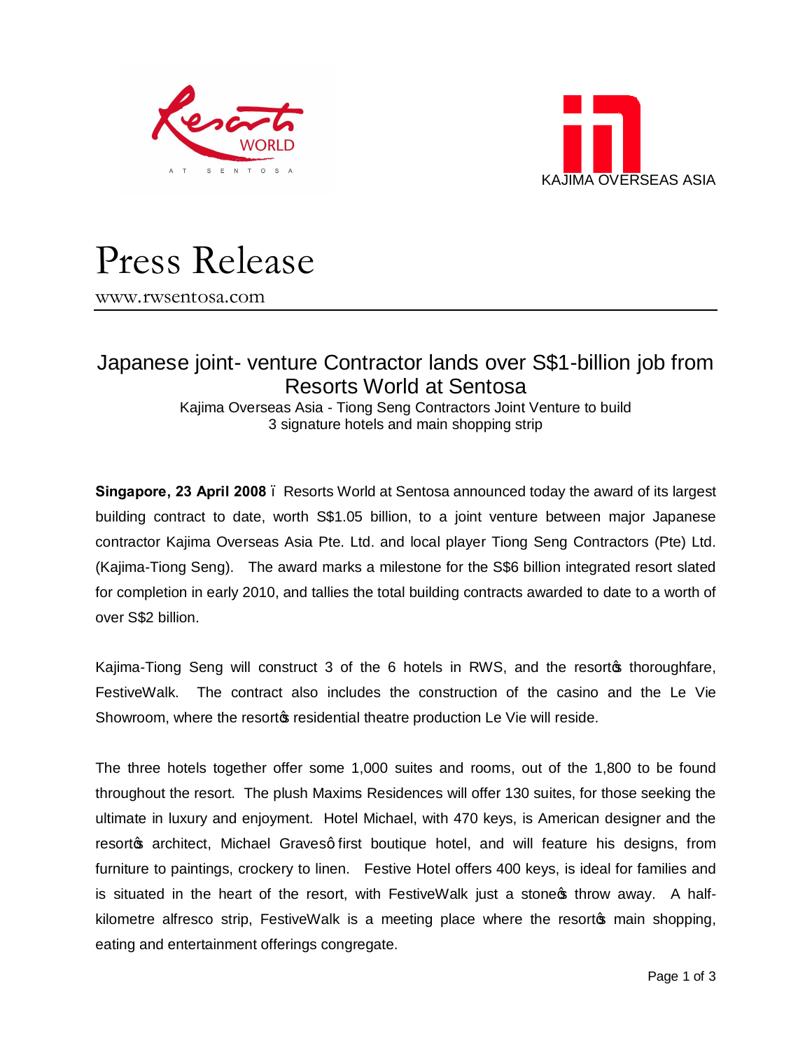# Press Release

www.rwsentosa.com

## Japanese joint- venture Contractor lands over S$1-billion job from Resorts World at Sentosa

Kajima Overseas Asia - Tiong Seng Contractors Joint Venture to build 3 signature hotels and main shopping strip

**Singapore, 23 April 2008** – Resorts World at Sentosa announced today the award of its largest building contract to date, worth S$1.05 billion, to a joint venture between major Japanese contractor Kajima Overseas Asia Pte. Ltd. and local player Tiong Seng Contractors (Pte) Ltd. (Kajima-Tiong Seng). The award marks a milestone for the S$6 billion integrated resort slated for completion in early 2010, and tallies the total building contracts awarded to date to a worth of over S$2 billion.

Kajima-Tiong Seng will construct 3 of the 6 hotels in RWS, and the resort's thoroughfare, FestiveWalk. The contract also includes the construction of the casino and the Le Vie Showroom, where the resort's residential theatre production Le Vie will reside.

The three hotels together offer some 1,000 suites and rooms, out of the 1,800 to be found throughout the resort. The plush Maxims Residences will offer 130 suites, for those seeking the ultimate in luxury and enjoyment. Hotel Michael, with 470 keys, is American designer and the resort's architect, Michael Graves' first boutique hotel, and will feature his designs, from furniture to paintings, crockery to linen. Festive Hotel offers 400 keys, is ideal for families and is situated in the heart of the resort, with FestiveWalk just a stone's throw away. A half-kilometre alfresco strip, FestiveWalk is a meeting place where the resort's main shopping, eating and entertainment offerings congregate.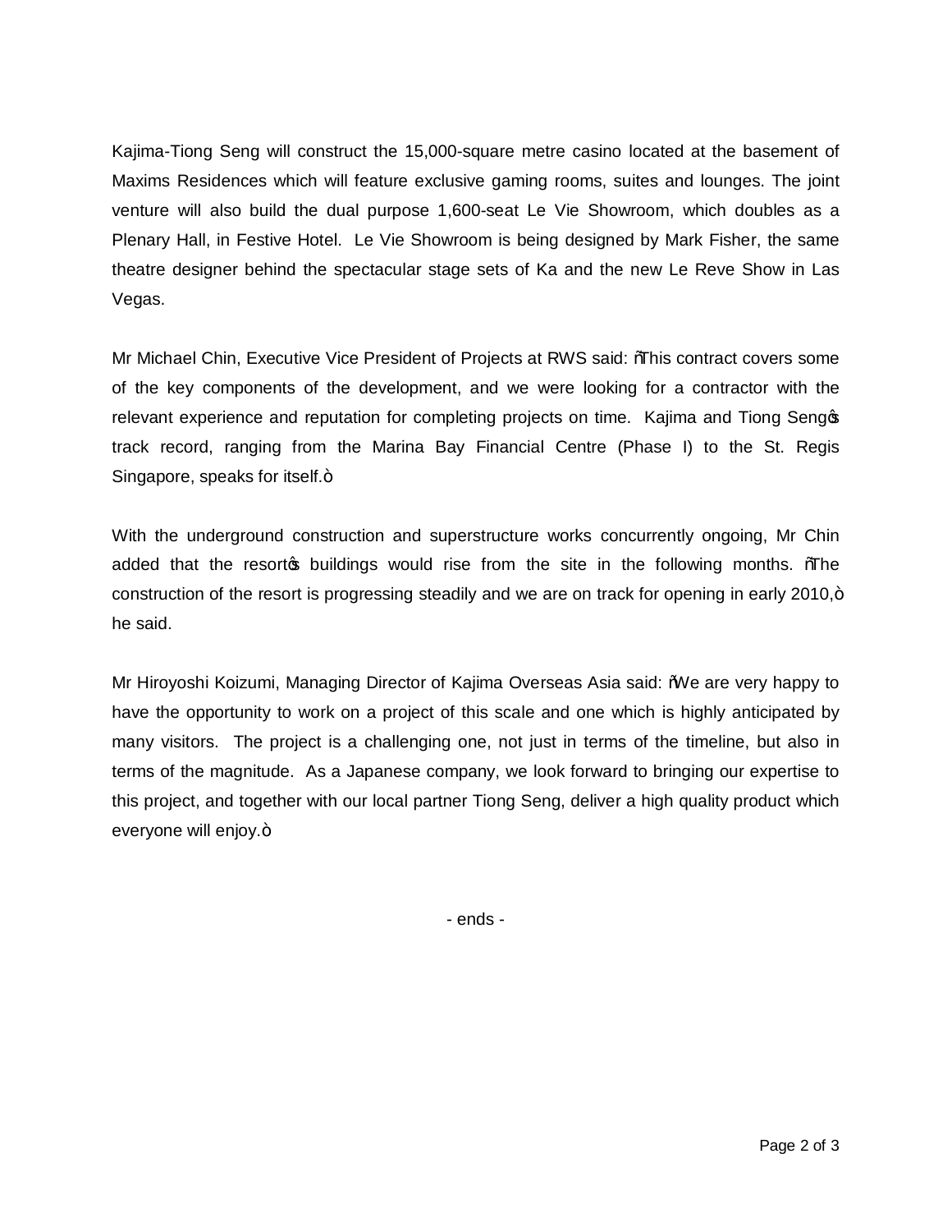Kajima-Tiong Seng will construct the 15,000-square metre casino located at the basement of Maxims Residences which will feature exclusive gaming rooms, suites and lounges. The joint venture will also build the dual purpose 1,600-seat Le Vie Showroom, which doubles as a Plenary Hall, in Festive Hotel. Le Vie Showroom is being designed by Mark Fisher, the same theatre designer behind the spectacular stage sets of Ka and the new Le Reve Show in Las Vegas.

Mr Michael Chin, Executive Vice President of Projects at RWS said: "This contract covers some of the key components of the development, and we were looking for a contractor with the relevant experience and reputation for completing projects on time. Kajima and Tiong Seng's track record, ranging from the Marina Bay Financial Centre (Phase I) to the St. Regis Singapore, speaks for itself."

With the underground construction and superstructure works concurrently ongoing, Mr Chin added that the resort's buildings would rise from the site in the following months. "The construction of the resort is progressing steadily and we are on track for opening in early 2010," he said.

Mr Hiroyoshi Koizumi, Managing Director of Kajima Overseas Asia said: "We are very happy to have the opportunity to work on a project of this scale and one which is highly anticipated by many visitors. The project is a challenging one, not just in terms of the timeline, but also in terms of the magnitude. As a Japanese company, we look forward to bringing our expertise to this project, and together with our local partner Tiong Seng, deliver a high quality product which everyone will enjoy."

- ends -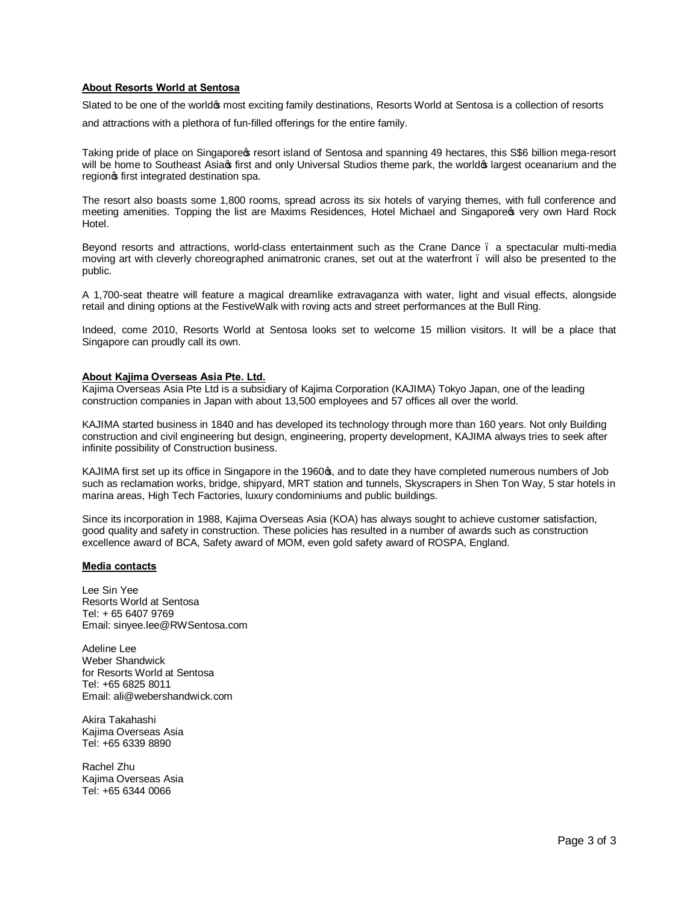**About Resorts World at Sentosa**

Slated to be one of the world's most exciting family destinations, Resorts World at Sentosa is a collection of resorts and attractions with a plethora of fun-filled offerings for the entire family.

Taking pride of place on Singapore's resort island of Sentosa and spanning 49 hectares, this S$6 billion mega-resort will be home to Southeast Asia's first and only Universal Studios theme park, the world's largest oceanarium and the region's first integrated destination spa.

The resort also boasts some 1,800 rooms, spread across its six hotels of varying themes, with full conference and meeting amenities. Topping the list are Maxims Residences, Hotel Michael and Singapore's very own Hard Rock Hotel.

Beyond resorts and attractions, world-class entertainment such as the Crane Dance – a spectacular multi-media moving art with cleverly choreographed animatronic cranes, set out at the waterfront – will also be presented to the public.

A 1,700-seat theatre will feature a magical dreamlike extravaganza with water, light and visual effects, alongside retail and dining options at the FestiveWalk with roving acts and street performances at the Bull Ring.

Indeed, come 2010, Resorts World at Sentosa looks set to welcome 15 million visitors. It will be a place that Singapore can proudly call its own.

**About Kajima Overseas Asia Pte. Ltd.**

Kajima Overseas Asia Pte Ltd is a subsidiary of Kajima Corporation (KAJIMA) Tokyo Japan, one of the leading construction companies in Japan with about 13,500 employees and 57 offices all over the world.

KAJIMA started business in 1840 and has developed its technology through more than 160 years. Not only Building construction and civil engineering but design, engineering, property development, KAJIMA always tries to seek after infinite possibility of Construction business.

KAJIMA first set up its office in Singapore in the 1960's, and to date they have completed numerous numbers of Job such as reclamation works, bridge, shipyard, MRT station and tunnels, Skyscrapers in Shen Ton Way, 5 star hotels in marina areas, High Tech Factories, luxury condominiums and public buildings.

Since its incorporation in 1988, Kajima Overseas Asia (KOA) has always sought to achieve customer satisfaction, good quality and safety in construction. These policies has resulted in a number of awards such as construction excellence award of BCA, Safety award of MOM, even gold safety award of ROSPA, England.

**Media contacts**

Lee Sin Yee
Resorts World at Sentosa
Tel: + 65 6407 9769
Email: sinyee.lee@RWSentosa.com

Adeline Lee
Weber Shandwick
for Resorts World at Sentosa
Tel: +65 6825 8011
Email: ali@webershandwick.com

Akira Takahashi
Kajima Overseas Asia
Tel: +65 6339 8890

Rachel Zhu
Kajima Overseas Asia
Tel: +65 6344 0066